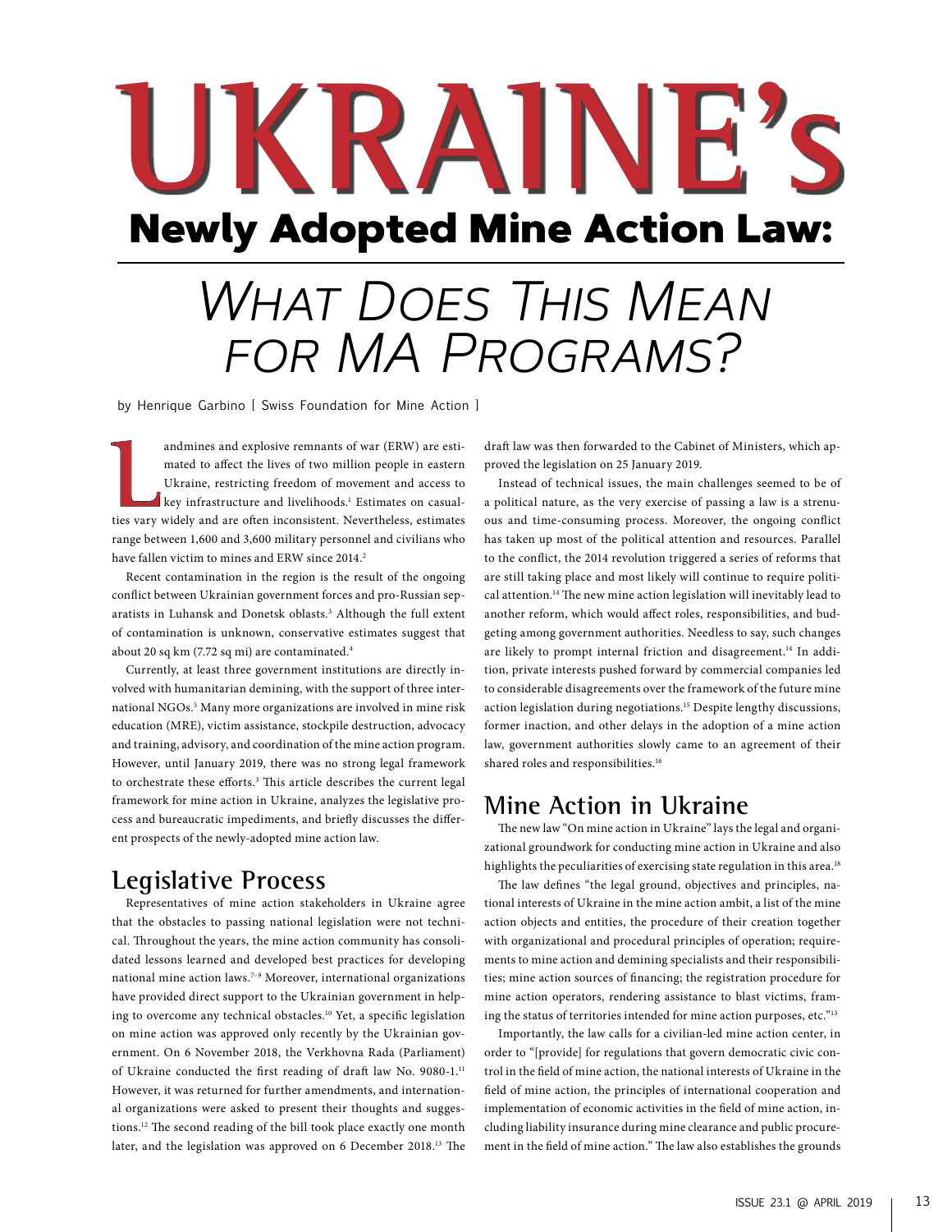# UKRAINE's Newly Adopted Mine Action Law: What Does This Mean for MA Programs?

by Henrique Garbino [ Swiss Foundation for Mine Action ]

Landmines and explosive remnants of war (ERW) are estimated to affect the lives of two million people in eastern Ukraine, restricting freedom of movement and access to key infrastructure and livelihoods.[1] Estimates on casualties vary widely and are often inconsistent. Nevertheless, estimates range between 1,600 and 3,600 military personnel and civilians who have fallen victim to mines and ERW since 2014.[2]

Recent contamination in the region is the result of the ongoing conflict between Ukrainian government forces and pro-Russian separatists in Luhansk and Donetsk oblasts.[3] Although the full extent of contamination is unknown, conservative estimates suggest that about 20 sq km (7.72 sq mi) are contaminated.[4]

Currently, at least three government institutions are directly involved with humanitarian demining, with the support of three international NGOs.[5] Many more organizations are involved in mine risk education (MRE), victim assistance, stockpile destruction, advocacy and training, advisory, and coordination of the mine action program. However, until January 2019, there was no strong legal framework to orchestrate these efforts.[3] This article describes the current legal framework for mine action in Ukraine, analyzes the legislative process and bureaucratic impediments, and briefly discusses the different prospects of the newly-adopted mine action law.

## Legislative Process

Representatives of mine action stakeholders in Ukraine agree that the obstacles to passing national legislation were not technical. Throughout the years, the mine action community has consolidated lessons learned and developed best practices for developing national mine action laws.[7–9] Moreover, international organizations have provided direct support to the Ukrainian government in helping to overcome any technical obstacles.[10] Yet, a specific legislation on mine action was approved only recently by the Ukrainian government. On 6 November 2018, the Verkhovna Rada (Parliament) of Ukraine conducted the first reading of draft law No. 9080-1.[11] However, it was returned for further amendments, and international organizations were asked to present their thoughts and suggestions.[12] The second reading of the bill took place exactly one month later, and the legislation was approved on 6 December 2018.[13] The draft law was then forwarded to the Cabinet of Ministers, which approved the legislation on 25 January 2019.

Instead of technical issues, the main challenges seemed to be of a political nature, as the very exercise of passing a law is a strenuous and time-consuming process. Moreover, the ongoing conflict has taken up most of the political attention and resources. Parallel to the conflict, the 2014 revolution triggered a series of reforms that are still taking place and most likely will continue to require political attention.[14] The new mine action legislation will inevitably lead to another reform, which would affect roles, responsibilities, and budgeting among government authorities. Needless to say, such changes are likely to prompt internal friction and disagreement.[14] In addition, private interests pushed forward by commercial companies led to considerable disagreements over the framework of the future mine action legislation during negotiations.[15] Despite lengthy discussions, former inaction, and other delays in the adoption of a mine action law, government authorities slowly came to an agreement of their shared roles and responsibilities.[16]

## Mine Action in Ukraine

The new law "On mine action in Ukraine" lays the legal and organizational groundwork for conducting mine action in Ukraine and also highlights the peculiarities of exercising state regulation in this area.[18]

The law defines "the legal ground, objectives and principles, national interests of Ukraine in the mine action ambit, a list of the mine action objects and entities, the procedure of their creation together with organizational and procedural principles of operation; requirements to mine action and demining specialists and their responsibilities; mine action sources of financing; the registration procedure for mine action operators, rendering assistance to blast victims, framing the status of territories intended for mine action purposes, etc."[13]

Importantly, the law calls for a civilian-led mine action center, in order to "[provide] for regulations that govern democratic civic control in the field of mine action, the national interests of Ukraine in the field of mine action, the principles of international cooperation and implementation of economic activities in the field of mine action, including liability insurance during mine clearance and public procurement in the field of mine action." The law also establishes the grounds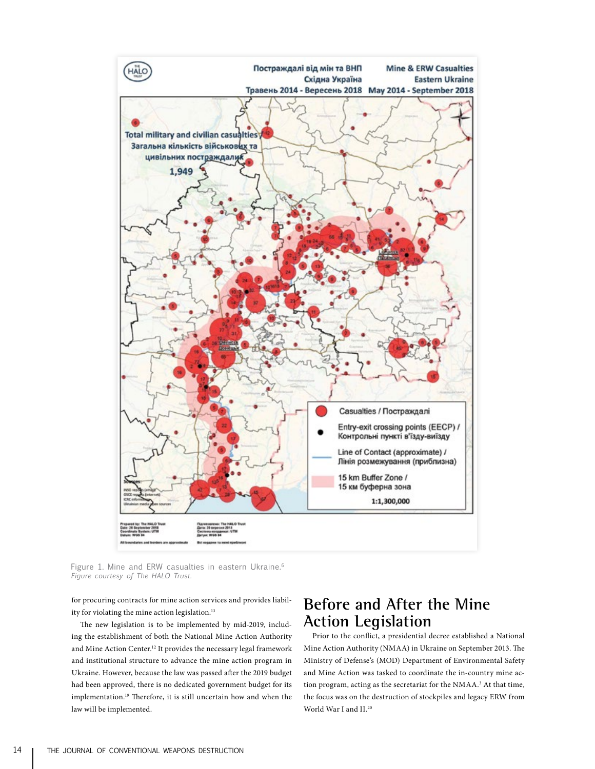Figure 1. Mine and ERW casualties in eastern Ukraine.[6]
*Figure courtesy of The HALO Trust.*

for procuring contracts for mine action services and provides liability for violating the mine action legislation.[13]

The new legislation is to be implemented by mid-2019, including the establishment of both the National Mine Action Authority and Mine Action Center.[12] It provides the necessary legal framework and institutional structure to advance the mine action program in Ukraine. However, because the law was passed after the 2019 budget had been approved, there is no dedicated government budget for its implementation.[19] Therefore, it is still uncertain how and when the law will be implemented.

## Before and After the Mine Action Legislation

Prior to the conflict, a presidential decree established a National Mine Action Authority (NMAA) in Ukraine on September 2013. The Ministry of Defense's (MOD) Department of Environmental Safety and Mine Action was tasked to coordinate the in-country mine action program, acting as the secretariat for the NMAA.[3] At that time, the focus was on the destruction of stockpiles and legacy ERW from World War I and II.[20]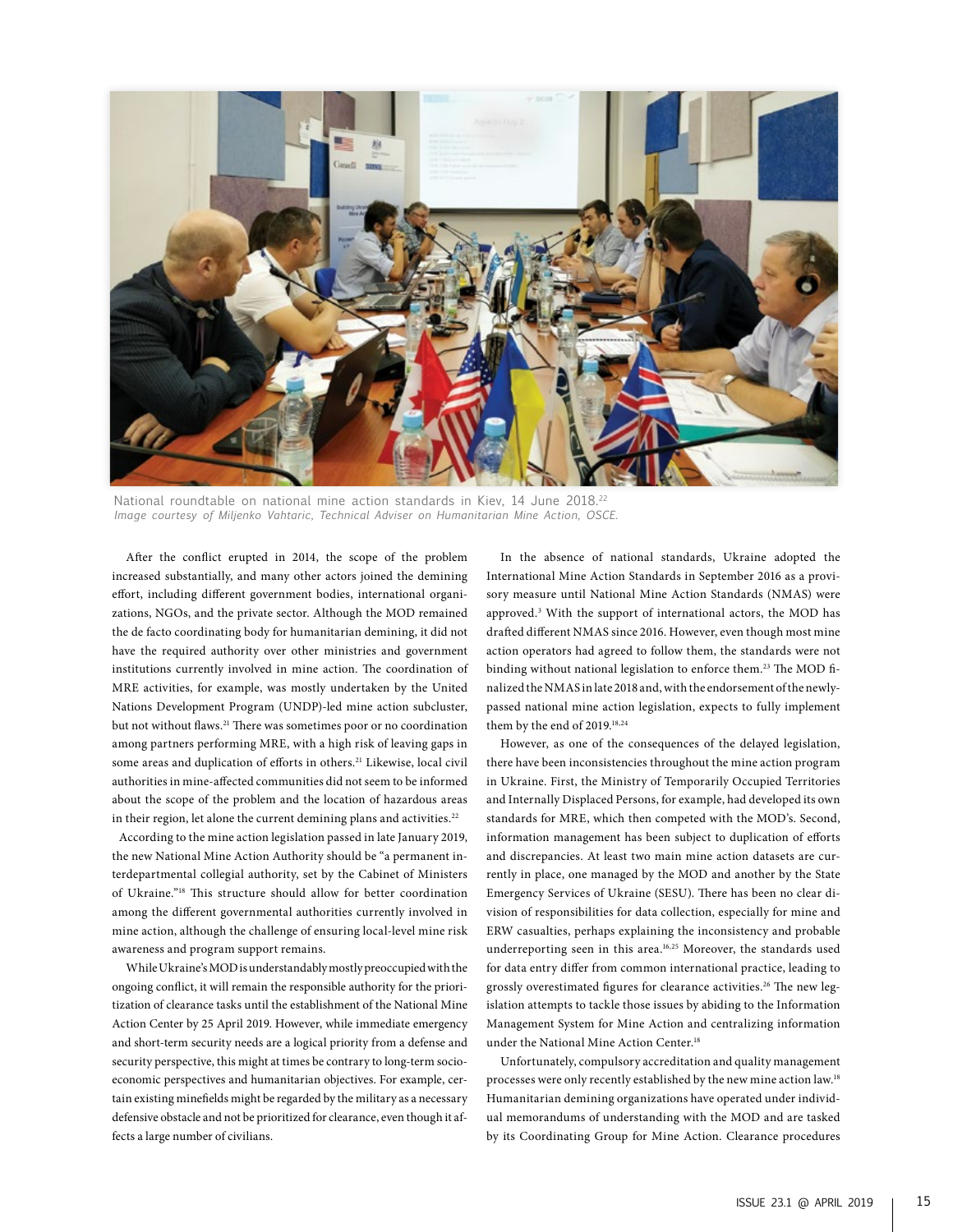National roundtable on national mine action standards in Kiev, 14 June 2018.[22]
*Image courtesy of Miljenko Vahtaric, Technical Adviser on Humanitarian Mine Action, OSCE.*

After the conflict erupted in 2014, the scope of the problem increased substantially, and many other actors joined the demining effort, including different government bodies, international organizations, NGOs, and the private sector. Although the MOD remained the de facto coordinating body for humanitarian demining, it did not have the required authority over other ministries and government institutions currently involved in mine action. The coordination of MRE activities, for example, was mostly undertaken by the United Nations Development Program (UNDP)-led mine action subcluster, but not without flaws.[21] There was sometimes poor or no coordination among partners performing MRE, with a high risk of leaving gaps in some areas and duplication of efforts in others.[21] Likewise, local civil authorities in mine-affected communities did not seem to be informed about the scope of the problem and the location of hazardous areas in their region, let alone the current demining plans and activities.[22]

According to the mine action legislation passed in late January 2019, the new National Mine Action Authority should be "a permanent interdepartmental collegial authority, set by the Cabinet of Ministers of Ukraine."[18] This structure should allow for better coordination among the different governmental authorities currently involved in mine action, although the challenge of ensuring local-level mine risk awareness and program support remains.

While Ukraine's MOD is understandably mostly preoccupied with the ongoing conflict, it will remain the responsible authority for the prioritization of clearance tasks until the establishment of the National Mine Action Center by 25 April 2019. However, while immediate emergency and short-term security needs are a logical priority from a defense and security perspective, this might at times be contrary to long-term socioeconomic perspectives and humanitarian objectives. For example, certain existing minefields might be regarded by the military as a necessary defensive obstacle and not be prioritized for clearance, even though it affects a large number of civilians.

In the absence of national standards, Ukraine adopted the International Mine Action Standards in September 2016 as a provisory measure until National Mine Action Standards (NMAS) were approved.[3] With the support of international actors, the MOD has drafted different NMAS since 2016. However, even though most mine action operators had agreed to follow them, the standards were not binding without national legislation to enforce them.[23] The MOD finalized the NMAS in late 2018 and, with the endorsement of the newly-passed national mine action legislation, expects to fully implement them by the end of 2019.[18,24]

However, as one of the consequences of the delayed legislation, there have been inconsistencies throughout the mine action program in Ukraine. First, the Ministry of Temporarily Occupied Territories and Internally Displaced Persons, for example, had developed its own standards for MRE, which then competed with the MOD's. Second, information management has been subject to duplication of efforts and discrepancies. At least two main mine action datasets are currently in place, one managed by the MOD and another by the State Emergency Services of Ukraine (SESU). There has been no clear division of responsibilities for data collection, especially for mine and ERW casualties, perhaps explaining the inconsistency and probable underreporting seen in this area.[16,25] Moreover, the standards used for data entry differ from common international practice, leading to grossly overestimated figures for clearance activities.[26] The new legislation attempts to tackle those issues by abiding to the Information Management System for Mine Action and centralizing information under the National Mine Action Center.[18]

Unfortunately, compulsory accreditation and quality management processes were only recently established by the new mine action law.[18] Humanitarian demining organizations have operated under individual memorandums of understanding with the MOD and are tasked by its Coordinating Group for Mine Action. Clearance procedures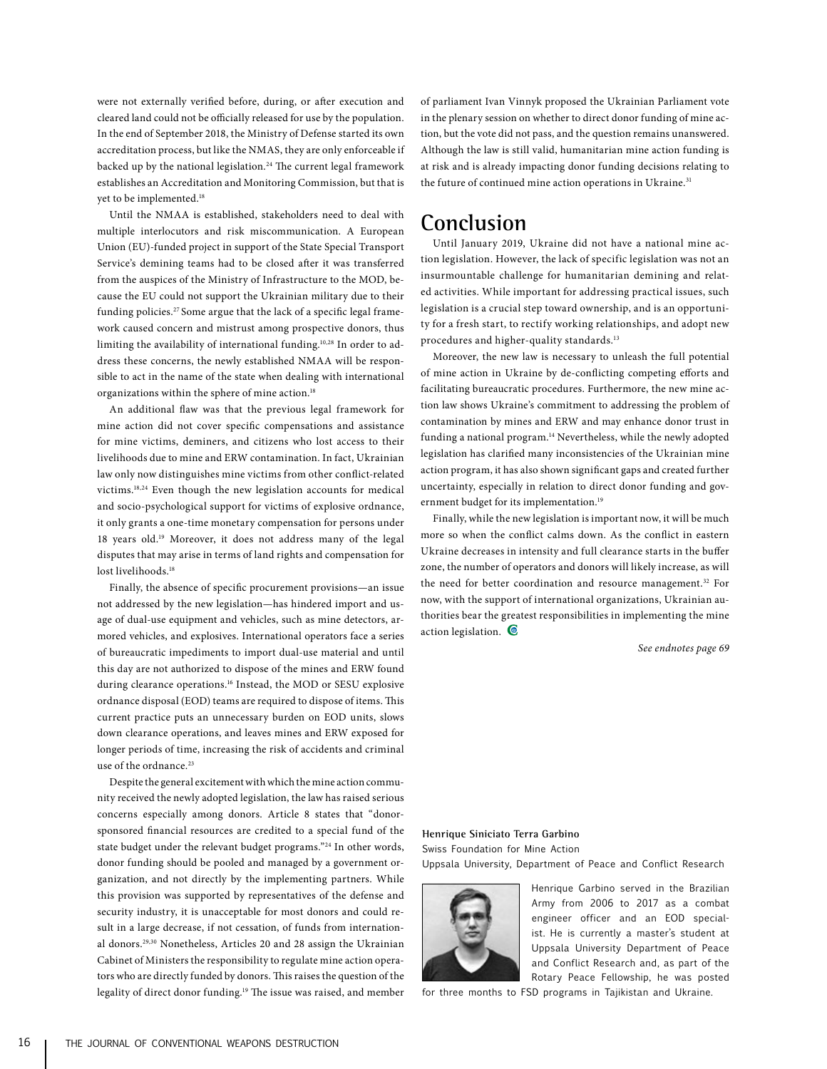were not externally verified before, during, or after execution and cleared land could not be officially released for use by the population. In the end of September 2018, the Ministry of Defense started its own accreditation process, but like the NMAS, they are only enforceable if backed up by the national legislation.[24] The current legal framework establishes an Accreditation and Monitoring Commission, but that is yet to be implemented.[18]

Until the NMAA is established, stakeholders need to deal with multiple interlocutors and risk miscommunication. A European Union (EU)-funded project in support of the State Special Transport Service's demining teams had to be closed after it was transferred from the auspices of the Ministry of Infrastructure to the MOD, because the EU could not support the Ukrainian military due to their funding policies.[27] Some argue that the lack of a specific legal framework caused concern and mistrust among prospective donors, thus limiting the availability of international funding.[10,28] In order to address these concerns, the newly established NMAA will be responsible to act in the name of the state when dealing with international organizations within the sphere of mine action.[18]

An additional flaw was that the previous legal framework for mine action did not cover specific compensations and assistance for mine victims, deminers, and citizens who lost access to their livelihoods due to mine and ERW contamination. In fact, Ukrainian law only now distinguishes mine victims from other conflict-related victims.[18,24] Even though the new legislation accounts for medical and socio-psychological support for victims of explosive ordnance, it only grants a one-time monetary compensation for persons under 18 years old.[19] Moreover, it does not address many of the legal disputes that may arise in terms of land rights and compensation for lost livelihoods.[18]

Finally, the absence of specific procurement provisions—an issue not addressed by the new legislation—has hindered import and usage of dual-use equipment and vehicles, such as mine detectors, armored vehicles, and explosives. International operators face a series of bureaucratic impediments to import dual-use material and until this day are not authorized to dispose of the mines and ERW found during clearance operations.[16] Instead, the MOD or SESU explosive ordnance disposal (EOD) teams are required to dispose of items. This current practice puts an unnecessary burden on EOD units, slows down clearance operations, and leaves mines and ERW exposed for longer periods of time, increasing the risk of accidents and criminal use of the ordnance.[23]

Despite the general excitement with which the mine action community received the newly adopted legislation, the law has raised serious concerns especially among donors. Article 8 states that "donor-sponsored financial resources are credited to a special fund of the state budget under the relevant budget programs."[24] In other words, donor funding should be pooled and managed by a government organization, and not directly by the implementing partners. While this provision was supported by representatives of the defense and security industry, it is unacceptable for most donors and could result in a large decrease, if not cessation, of funds from international donors.[29,30] Nonetheless, Articles 20 and 28 assign the Ukrainian Cabinet of Ministers the responsibility to regulate mine action operators who are directly funded by donors. This raises the question of the legality of direct donor funding.[19] The issue was raised, and member of parliament Ivan Vinnyk proposed the Ukrainian Parliament vote in the plenary session on whether to direct donor funding of mine action, but the vote did not pass, and the question remains unanswered. Although the law is still valid, humanitarian mine action funding is at risk and is already impacting donor funding decisions relating to the future of continued mine action operations in Ukraine.[31]

## Conclusion

Until January 2019, Ukraine did not have a national mine action legislation. However, the lack of specific legislation was not an insurmountable challenge for humanitarian demining and related activities. While important for addressing practical issues, such legislation is a crucial step toward ownership, and is an opportunity for a fresh start, to rectify working relationships, and adopt new procedures and higher-quality standards.[13]

Moreover, the new law is necessary to unleash the full potential of mine action in Ukraine by de-conflicting competing efforts and facilitating bureaucratic procedures. Furthermore, the new mine action law shows Ukraine's commitment to addressing the problem of contamination by mines and ERW and may enhance donor trust in funding a national program.[14] Nevertheless, while the newly adopted legislation has clarified many inconsistencies of the Ukrainian mine action program, it has also shown significant gaps and created further uncertainty, especially in relation to direct donor funding and government budget for its implementation.[19]

Finally, while the new legislation is important now, it will be much more so when the conflict calms down. As the conflict in eastern Ukraine decreases in intensity and full clearance starts in the buffer zone, the number of operators and donors will likely increase, as will the need for better coordination and resource management.[32] For now, with the support of international organizations, Ukrainian authorities bear the greatest responsibilities in implementing the mine action legislation.

*See endnotes page 69*

**Henrique Siniciato Terra Garbino**
Swiss Foundation for Mine Action
Uppsala University, Department of Peace and Conflict Research

Henrique Garbino served in the Brazilian Army from 2006 to 2017 as a combat engineer officer and an EOD specialist. He is currently a master's student at Uppsala University Department of Peace and Conflict Research and, as part of the Rotary Peace Fellowship, he was posted for three months to FSD programs in Tajikistan and Ukraine.